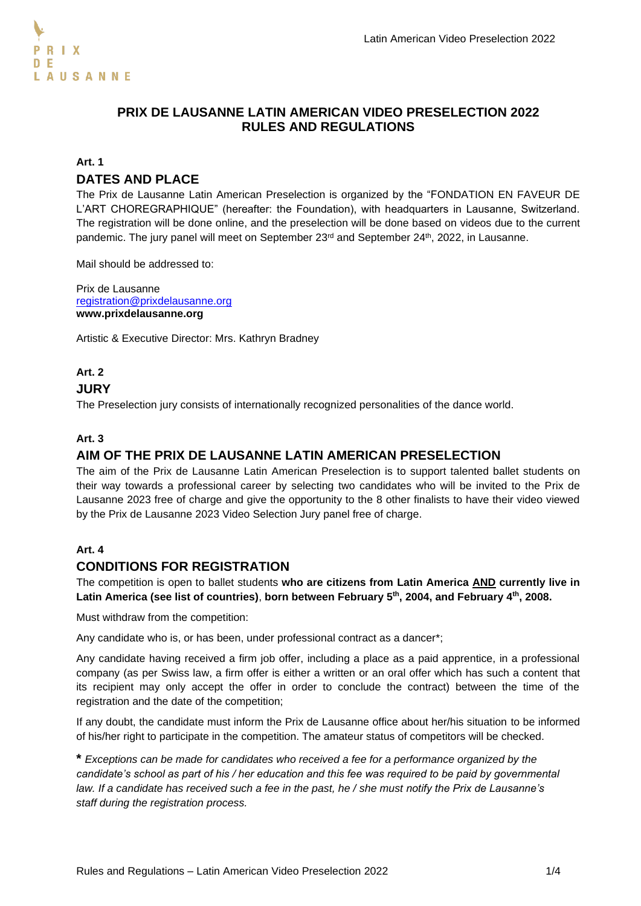# PRIX DE LAUSANNE LATIN AMERICAN VIDEO PRESELECTION 2022
# RULES AND REGULATIONS

**Art. 1**

## DATES AND PLACE

The Prix de Lausanne Latin American Preselection is organized by the "FONDATION EN FAVEUR DE L'ART CHOREGRAPHIQUE" (hereafter: the Foundation), with headquarters in Lausanne, Switzerland. The registration will be done online, and the preselection will be done based on videos due to the current pandemic. The jury panel will meet on September 23rd and September 24th, 2022, in Lausanne.

Mail should be addressed to:

Prix de Lausanne
registration@prixdelausanne.org
**www.prixdelausanne.org**

Artistic & Executive Director: Mrs. Kathryn Bradney

**Art. 2**

## JURY

The Preselection jury consists of internationally recognized personalities of the dance world.

**Art. 3**

## AIM OF THE PRIX DE LAUSANNE LATIN AMERICAN PRESELECTION

The aim of the Prix de Lausanne Latin American Preselection is to support talented ballet students on their way towards a professional career by selecting two candidates who will be invited to the Prix de Lausanne 2023 free of charge and give the opportunity to the 8 other finalists to have their video viewed by the Prix de Lausanne 2023 Video Selection Jury panel free of charge.

**Art. 4**

## CONDITIONS FOR REGISTRATION

The competition is open to ballet students **who are citizens from Latin America AND currently live in Latin America (see list of countries)**, **born between February 5th, 2004, and February 4th, 2008.**

Must withdraw from the competition:

Any candidate who is, or has been, under professional contract as a dancer*;

Any candidate having received a firm job offer, including a place as a paid apprentice, in a professional company (as per Swiss law, a firm offer is either a written or an oral offer which has such a content that its recipient may only accept the offer in order to conclude the contract) between the time of the registration and the date of the competition;

If any doubt, the candidate must inform the Prix de Lausanne office about her/his situation to be informed of his/her right to participate in the competition. The amateur status of competitors will be checked.

**\*** *Exceptions can be made for candidates who received a fee for a performance organized by the candidate's school as part of his / her education and this fee was required to be paid by governmental law. If a candidate has received such a fee in the past, he / she must notify the Prix de Lausanne's staff during the registration process.*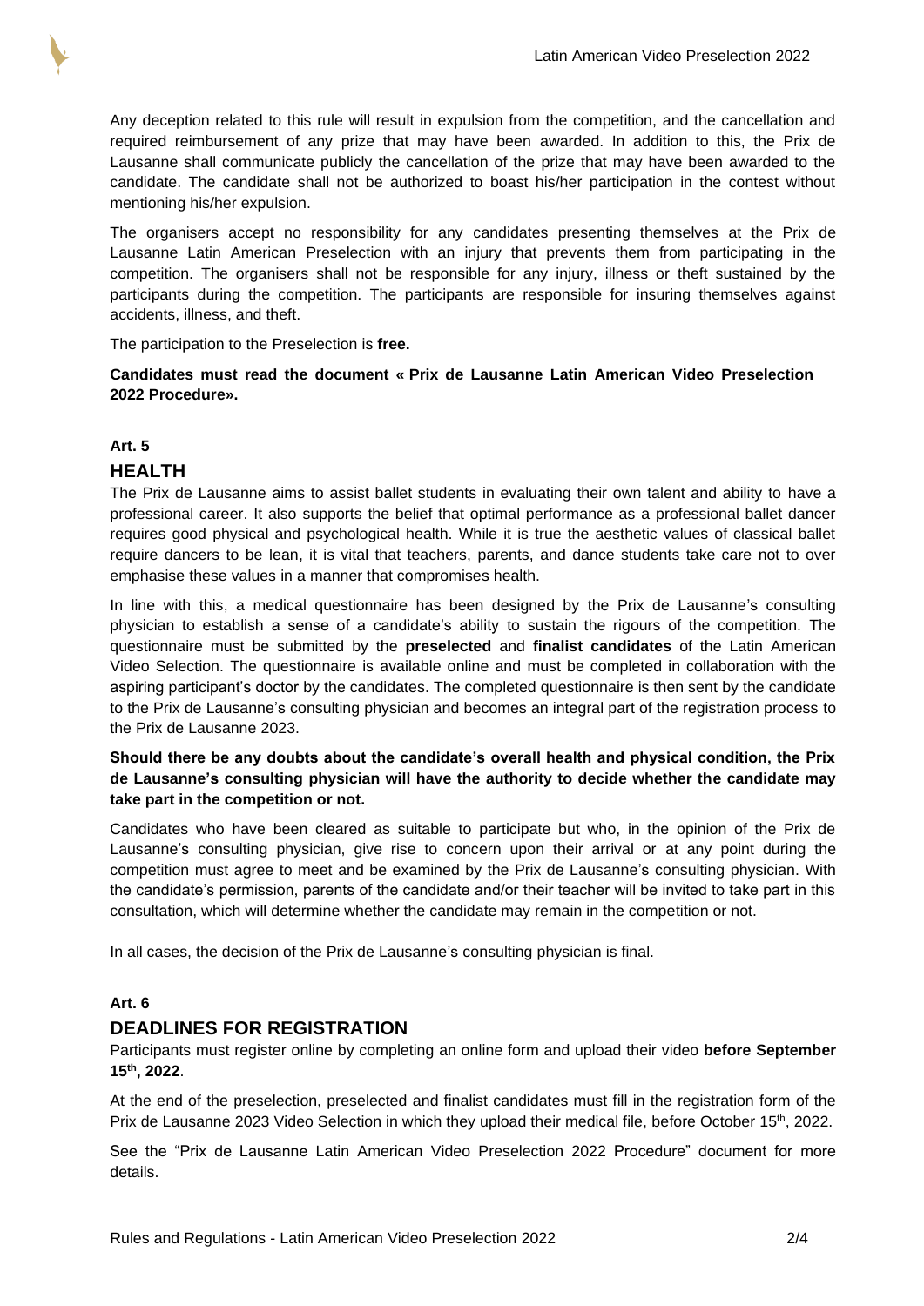Any deception related to this rule will result in expulsion from the competition, and the cancellation and required reimbursement of any prize that may have been awarded. In addition to this, the Prix de Lausanne shall communicate publicly the cancellation of the prize that may have been awarded to the candidate. The candidate shall not be authorized to boast his/her participation in the contest without mentioning his/her expulsion.

The organisers accept no responsibility for any candidates presenting themselves at the Prix de Lausanne Latin American Preselection with an injury that prevents them from participating in the competition. The organisers shall not be responsible for any injury, illness or theft sustained by the participants during the competition. The participants are responsible for insuring themselves against accidents, illness, and theft.

The participation to the Preselection is **free.**

**Candidates must read the document « Prix de Lausanne Latin American Video Preselection 2022 Procedure».**

**Art. 5**

## HEALTH

The Prix de Lausanne aims to assist ballet students in evaluating their own talent and ability to have a professional career. It also supports the belief that optimal performance as a professional ballet dancer requires good physical and psychological health. While it is true the aesthetic values of classical ballet require dancers to be lean, it is vital that teachers, parents, and dance students take care not to over emphasise these values in a manner that compromises health.

In line with this, a medical questionnaire has been designed by the Prix de Lausanne's consulting physician to establish a sense of a candidate's ability to sustain the rigours of the competition. The questionnaire must be submitted by the **preselected** and **finalist candidates** of the Latin American Video Selection. The questionnaire is available online and must be completed in collaboration with the aspiring participant's doctor by the candidates. The completed questionnaire is then sent by the candidate to the Prix de Lausanne's consulting physician and becomes an integral part of the registration process to the Prix de Lausanne 2023.

**Should there be any doubts about the candidate's overall health and physical condition, the Prix de Lausanne's consulting physician will have the authority to decide whether the candidate may take part in the competition or not.**

Candidates who have been cleared as suitable to participate but who, in the opinion of the Prix de Lausanne's consulting physician, give rise to concern upon their arrival or at any point during the competition must agree to meet and be examined by the Prix de Lausanne's consulting physician. With the candidate's permission, parents of the candidate and/or their teacher will be invited to take part in this consultation, which will determine whether the candidate may remain in the competition or not.

In all cases, the decision of the Prix de Lausanne's consulting physician is final.

**Art. 6**

## DEADLINES FOR REGISTRATION

Participants must register online by completing an online form and upload their video **before September 15th, 2022**.

At the end of the preselection, preselected and finalist candidates must fill in the registration form of the Prix de Lausanne 2023 Video Selection in which they upload their medical file, before October 15th, 2022.

See the "Prix de Lausanne Latin American Video Preselection 2022 Procedure" document for more details.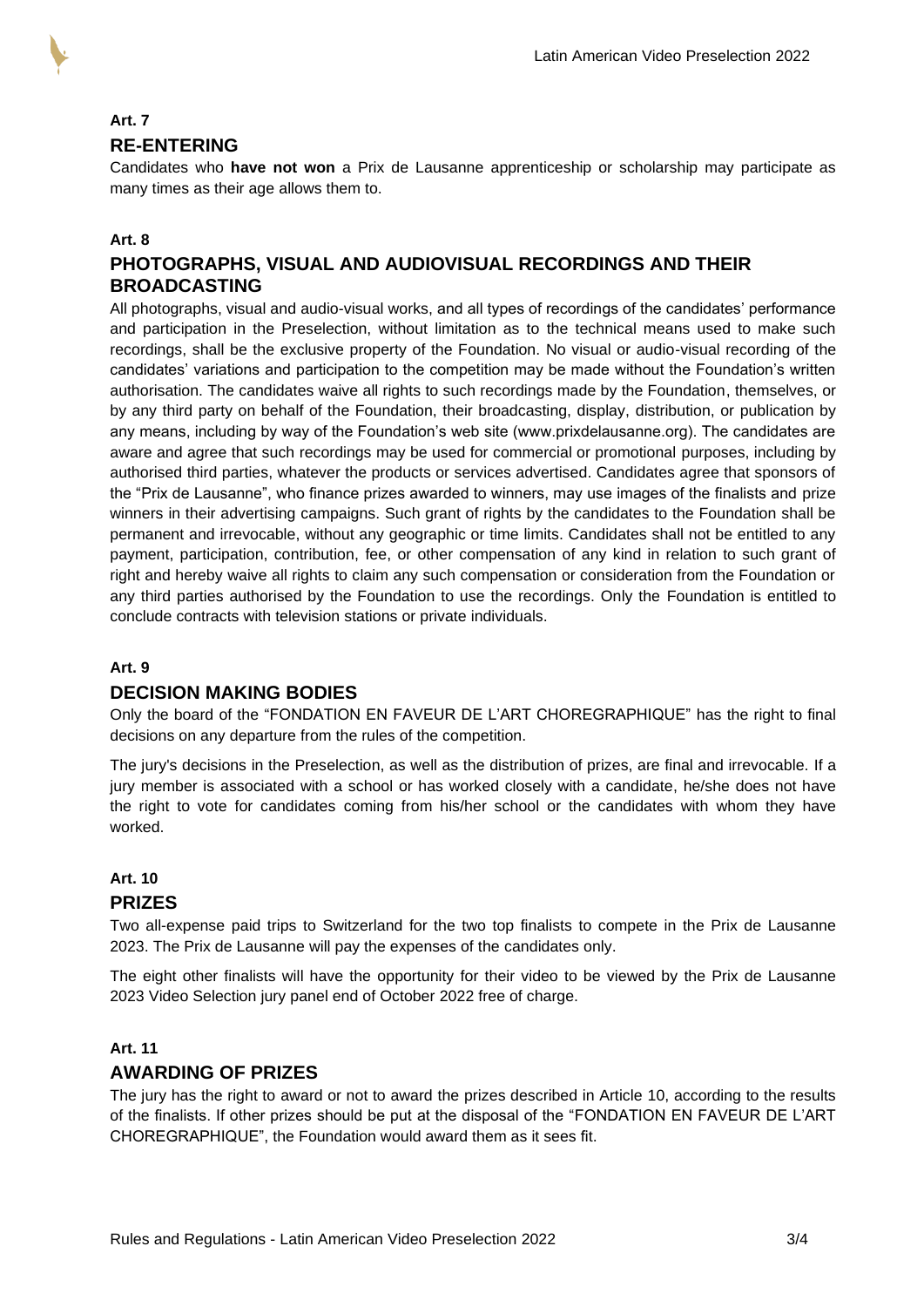**Art. 7**

## RE-ENTERING

Candidates who **have not won** a Prix de Lausanne apprenticeship or scholarship may participate as many times as their age allows them to.

**Art. 8**

## PHOTOGRAPHS, VISUAL AND AUDIOVISUAL RECORDINGS AND THEIR BROADCASTING

All photographs, visual and audio-visual works, and all types of recordings of the candidates' performance and participation in the Preselection, without limitation as to the technical means used to make such recordings, shall be the exclusive property of the Foundation. No visual or audio-visual recording of the candidates' variations and participation to the competition may be made without the Foundation's written authorisation. The candidates waive all rights to such recordings made by the Foundation, themselves, or by any third party on behalf of the Foundation, their broadcasting, display, distribution, or publication by any means, including by way of the Foundation's web site (www.prixdelausanne.org). The candidates are aware and agree that such recordings may be used for commercial or promotional purposes, including by authorised third parties, whatever the products or services advertised. Candidates agree that sponsors of the "Prix de Lausanne", who finance prizes awarded to winners, may use images of the finalists and prize winners in their advertising campaigns. Such grant of rights by the candidates to the Foundation shall be permanent and irrevocable, without any geographic or time limits. Candidates shall not be entitled to any payment, participation, contribution, fee, or other compensation of any kind in relation to such grant of right and hereby waive all rights to claim any such compensation or consideration from the Foundation or any third parties authorised by the Foundation to use the recordings. Only the Foundation is entitled to conclude contracts with television stations or private individuals.

**Art. 9**

## DECISION MAKING BODIES

Only the board of the "FONDATION EN FAVEUR DE L'ART CHOREGRAPHIQUE" has the right to final decisions on any departure from the rules of the competition.

The jury's decisions in the Preselection, as well as the distribution of prizes, are final and irrevocable. If a jury member is associated with a school or has worked closely with a candidate, he/she does not have the right to vote for candidates coming from his/her school or the candidates with whom they have worked.

**Art. 10**

## PRIZES

Two all-expense paid trips to Switzerland for the two top finalists to compete in the Prix de Lausanne 2023. The Prix de Lausanne will pay the expenses of the candidates only.

The eight other finalists will have the opportunity for their video to be viewed by the Prix de Lausanne 2023 Video Selection jury panel end of October 2022 free of charge.

**Art. 11**

## AWARDING OF PRIZES

The jury has the right to award or not to award the prizes described in Article 10, according to the results of the finalists. If other prizes should be put at the disposal of the "FONDATION EN FAVEUR DE L'ART CHOREGRAPHIQUE", the Foundation would award them as it sees fit.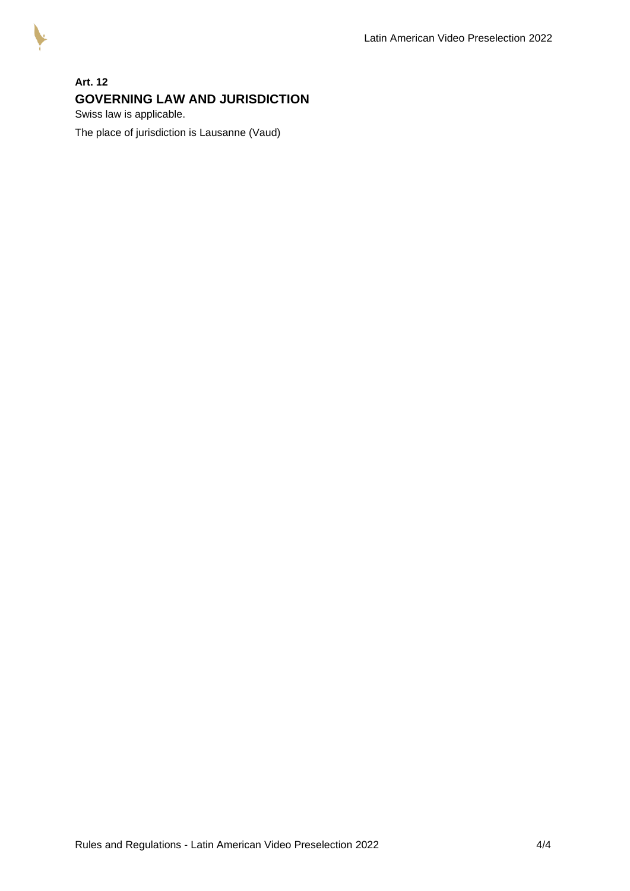**Art. 12**

## GOVERNING LAW AND JURISDICTION

Swiss law is applicable.

The place of jurisdiction is Lausanne (Vaud)